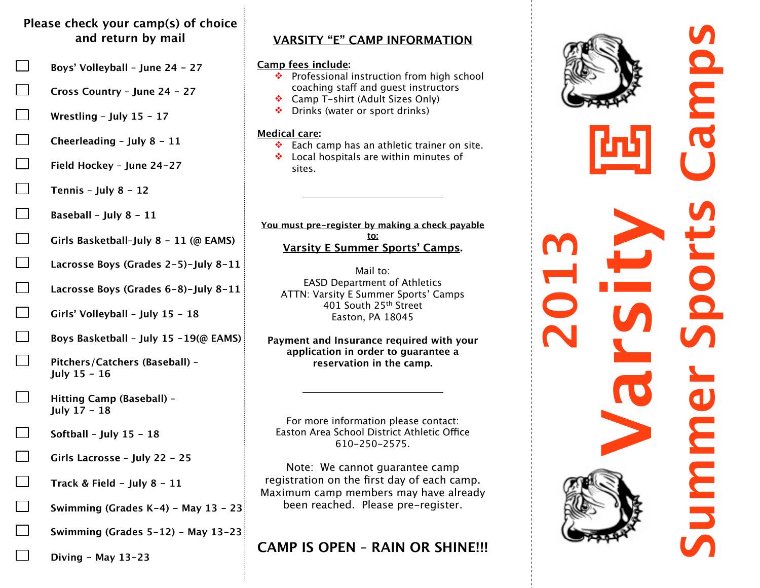## Please check your camp(s) of choice and return by mail

- ☐ **Boys' Volleyball – June 24 – 27**
- ☐ **Cross Country – June 24 – 27**
- ☐ **Wrestling – July 15 – 17**
- ☐ **Cheerleading – July 8 – 11**
- ☐ **Field Hockey – June 24-27**
- ☐ **Tennis – July 8 – 12**
- ☐ **Baseball – July 8 – 11**
- ☐ **Girls Basketball–July 8 – 11 (@ EAMS)**
- ☐ **Lacrosse Boys (Grades 2-5)–July 8-11**
- ☐ **Lacrosse Boys (Grades 6-8)–July 8-11**
- ☐ **Girls' Volleyball – July 15 – 18**
- ☐ **Boys Basketball – July 15 –19(@ EAMS)**
- ☐ **Pitchers/Catchers (Baseball) – July 15 – 16**
- ☐ **Hitting Camp (Baseball) – July 17 – 18**
- ☐ **Softball – July 15 – 18**
- ☐ **Girls Lacrosse – July 22 – 25**
- ☐ **Track & Field – July 8 – 11**
- ☐ **Swimming (Grades K-4) – May 13 – 23**
- ☐ **Swimming (Grades 5-12) – May 13-23**
- ☐ **Diving – May 13-23**

## VARSITY "E" CAMP INFORMATION

**Camp fees include:**

- Professional instruction from high school coaching staff and guest instructors
- Camp T-shirt (Adult Sizes Only)
- Drinks (water or sport drinks)

**Medical care:**

- Each camp has an athletic trainer on site.
- Local hospitals are within minutes of sites.

---

**You must pre-register by making a check payable to:**

**Varsity E Summer Sports' Camps.**

Mail to:
EASD Department of Athletics
ATTN: Varsity E Summer Sports' Camps
401 South 25th Street
Easton, PA 18045

**Payment and Insurance required with your application in order to guarantee a reservation in the camp.**

---

For more information please contact:
Easton Area School District Athletic Office
610-250-2575.

Note: We cannot guarantee camp registration on the first day of each camp. Maximum camp members may have already been reached. Please pre-register.

## CAMP IS OPEN – RAIN OR SHINE!!!

# 2013 Varsity E Summer Sports Camps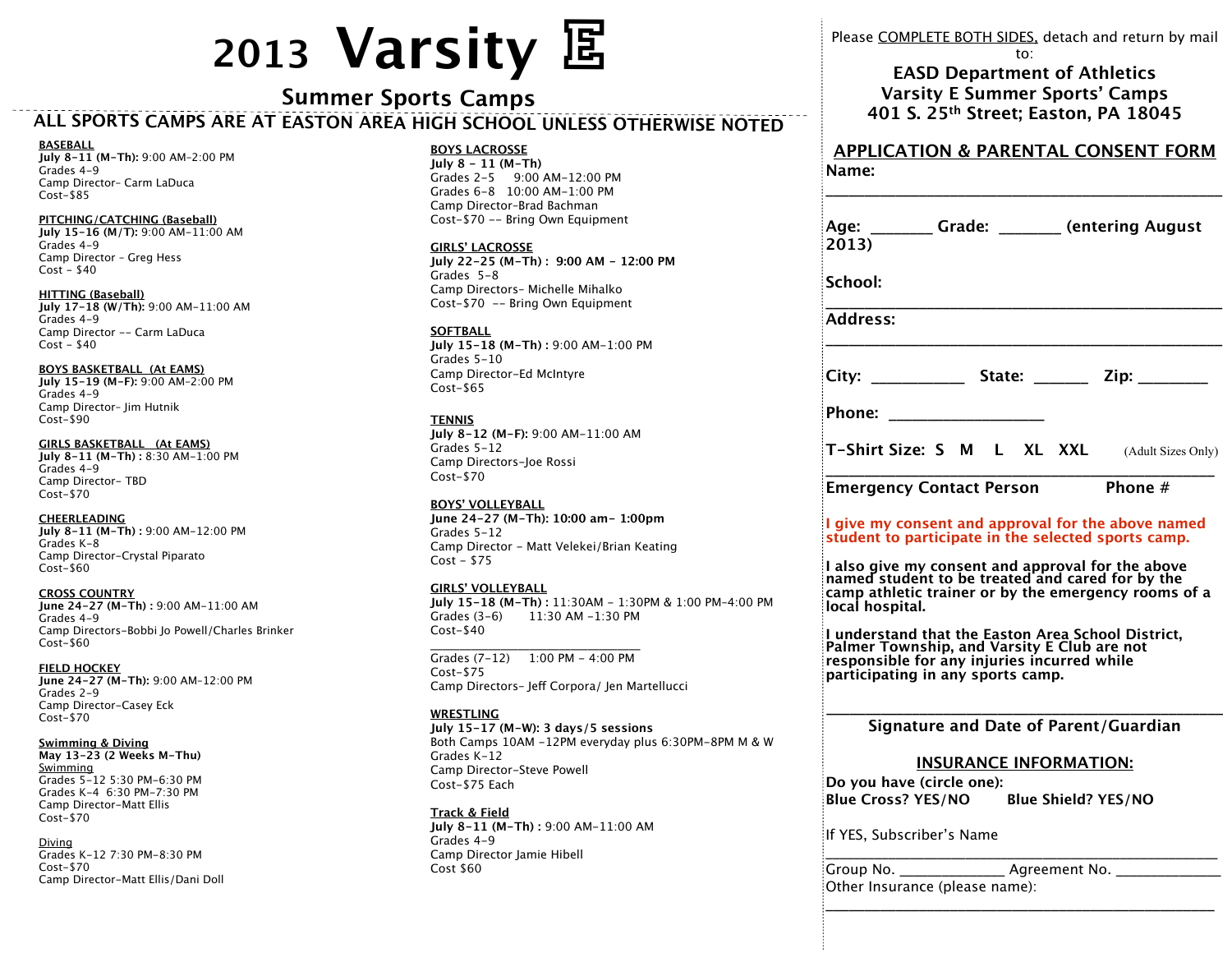# 2013 Varsity E

## Summer Sports Camps

**ALL SPORTS CAMPS ARE AT EASTON AREA HIGH SCHOOL UNLESS OTHERWISE NOTED**

**BASEBALL**
**July 8-11 (M-Th):** 9:00 AM-2:00 PM
Grades 4-9
Camp Director- Carm LaDuca
Cost-$85

**PITCHING/CATCHING (Baseball)**
**July 15-16 (M/T):** 9:00 AM-11:00 AM
Grades 4-9
Camp Director - Greg Hess
Cost - $40

**HITTING (Baseball)**
**July 17-18 (W/Th):** 9:00 AM-11:00 AM
Grades 4-9
Camp Director -- Carm LaDuca
Cost - $40

**BOYS BASKETBALL (At EAMS)**
**July 15-19 (M-F):** 9:00 AM-2:00 PM
Grades 4-9
Camp Director- Jim Hutnik
Cost-$90

**GIRLS BASKETBALL (At EAMS)**
**July 8-11 (M-Th) :** 8:30 AM-1:00 PM
Grades 4-9
Camp Director- TBD
Cost-$70

**CHEERLEADING**
**July 8-11 (M-Th) :** 9:00 AM-12:00 PM
Grades K-8
Camp Director-Crystal Piparato
Cost-$60

**CROSS COUNTRY**
**June 24-27 (M-Th) :** 9:00 AM-11:00 AM
Grades 4-9
Camp Directors-Bobbi Jo Powell/Charles Brinker
Cost-$60

**FIELD HOCKEY**
**June 24-27 (M-Th):** 9:00 AM-12:00 PM
Grades 2-9
Camp Director-Casey Eck
Cost-$70

**Swimming & Diving**
**May 13-23 (2 Weeks M-Thu)**
Swimming
Grades 5-12 5:30 PM-6:30 PM
Grades K-4 6:30 PM-7:30 PM
Camp Director-Matt Ellis
Cost-$70

Diving
Grades K-12 7:30 PM-8:30 PM
Cost-$70
Camp Director-Matt Ellis/Dani Doll

**BOYS LACROSSE**
**July 8 - 11 (M-Th)**
Grades 2-5 9:00 AM-12:00 PM
Grades 6-8 10:00 AM-1:00 PM
Camp Director-Brad Bachman
Cost-$70 -- Bring Own Equipment

**GIRLS' LACROSSE**
**July 22-25 (M-Th) : 9:00 AM - 12:00 PM**
Grades 5-8
Camp Directors- Michelle Mihalko
Cost-$70 -- Bring Own Equipment

**SOFTBALL**
**July 15-18 (M-Th) :** 9:00 AM-1:00 PM
Grades 5-10
Camp Director-Ed McIntyre
Cost-$65

**TENNIS**
**July 8-12 (M-F):** 9:00 AM-11:00 AM
Grades 5-12
Camp Directors-Joe Rossi
Cost-$70

**BOYS' VOLLEYBALL**
**June 24-27 (M-Th): 10:00 am- 1:00pm**
Grades 5-12
Camp Director - Matt Velekei/Brian Keating
Cost - $75

**GIRLS' VOLLEYBALL**
**July 15-18 (M-Th) :** 11:30AM - 1:30PM & 1:00 PM-4:00 PM
Grades (3-6) 11:30 AM -1:30 PM
Cost-$40

Grades (7-12) 1:00 PM - 4:00 PM
Cost-$75
Camp Directors- Jeff Corpora/ Jen Martellucci

**WRESTLING**
**July 15-17 (M-W): 3 days/5 sessions**
Both Camps 10AM -12PM everyday plus 6:30PM-8PM M & W
Grades K-12
Camp Director-Steve Powell
Cost-$75 Each

**Track & Field**
**July 8-11 (M-Th) :** 9:00 AM-11:00 AM
Grades 4-9
Camp Director Jamie Hibell
Cost $60

Please COMPLETE BOTH SIDES, detach and return by mail to:

**EASD Department of Athletics**
**Varsity E Summer Sports' Camps**
**401 S. 25th Street; Easton, PA 18045**

## APPLICATION & PARENTAL CONSENT FORM

**Name:** ______________________________

**Age:** _______ **Grade:** _______ **(entering August 2013)**

**School:** ______________________________

**Address:** ______________________________

**City:** ___________ **State:** ______ **Zip:** ________

**Phone:** ________________

**T-Shirt Size: S M L XL XXL** (Adult Sizes Only)

______________________________
**Emergency Contact Person** **Phone #**

**I give my consent and approval for the above named student to participate in the selected sports camp.**

**I also give my consent and approval for the above named student to be treated and cared for by the camp athletic trainer or by the emergency rooms of a local hospital.**

**I understand that the Easton Area School District, Palmer Township, and Varsity E Club are not responsible for any injuries incurred while participating in any sports camp.**

______________________________
**Signature and Date of Parent/Guardian**

**INSURANCE INFORMATION:**

**Do you have (circle one):**
**Blue Cross? YES/NO** **Blue Shield? YES/NO**

If YES, Subscriber's Name
______________________________
Group No. _____________ Agreement No. _____________
Other Insurance (please name):
______________________________